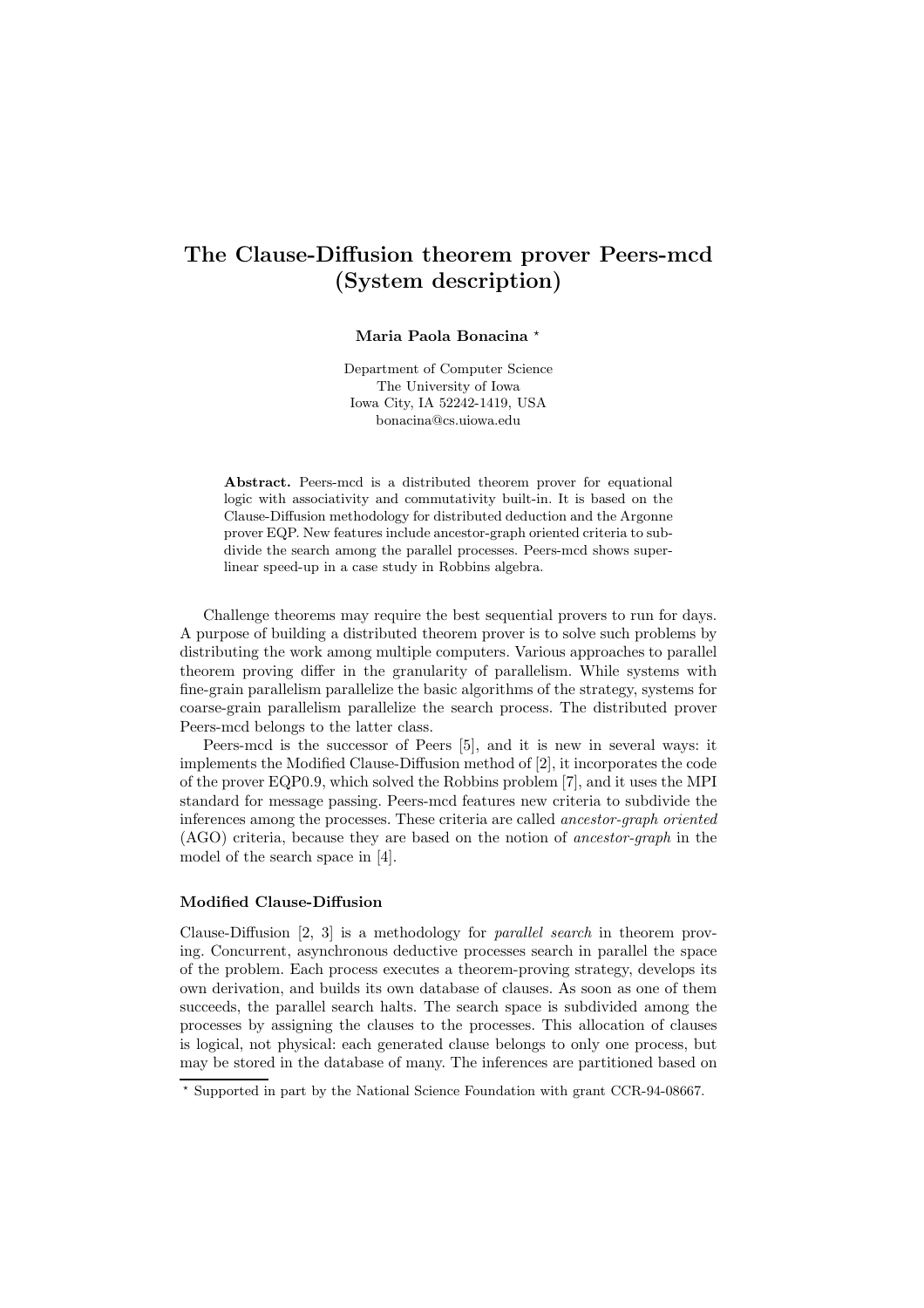# The Clause-Diffusion theorem prover Peers-mcd (System description)

**Maria Paola Bonacina** *

Department of Computer Science
The University of Iowa
Iowa City, IA 52242-1419, USA
bonacina@cs.uiowa.edu

**Abstract.** Peers-mcd is a distributed theorem prover for equational logic with associativity and commutativity built-in. It is based on the Clause-Diffusion methodology for distributed deduction and the Argonne prover EQP. New features include ancestor-graph oriented criteria to subdivide the search among the parallel processes. Peers-mcd shows super-linear speed-up in a case study in Robbins algebra.

Challenge theorems may require the best sequential provers to run for days. A purpose of building a distributed theorem prover is to solve such problems by distributing the work among multiple computers. Various approaches to parallel theorem proving differ in the granularity of parallelism. While systems with fine-grain parallelism parallelize the basic algorithms of the strategy, systems for coarse-grain parallelism parallelize the search process. The distributed prover Peers-mcd belongs to the latter class.

Peers-mcd is the successor of Peers [5], and it is new in several ways: it implements the Modified Clause-Diffusion method of [2], it incorporates the code of the prover EQP0.9, which solved the Robbins problem [7], and it uses the MPI standard for message passing. Peers-mcd features new criteria to subdivide the inferences among the processes. These criteria are called *ancestor-graph oriented* (AGO) criteria, because they are based on the notion of *ancestor-graph* in the model of the search space in [4].

### Modified Clause-Diffusion

Clause-Diffusion [2, 3] is a methodology for *parallel search* in theorem proving. Concurrent, asynchronous deductive processes search in parallel the space of the problem. Each process executes a theorem-proving strategy, develops its own derivation, and builds its own database of clauses. As soon as one of them succeeds, the parallel search halts. The search space is subdivided among the processes by assigning the clauses to the processes. This allocation of clauses is logical, not physical: each generated clause belongs to only one process, but may be stored in the database of many. The inferences are partitioned based on

* Supported in part by the National Science Foundation with grant CCR-94-08667.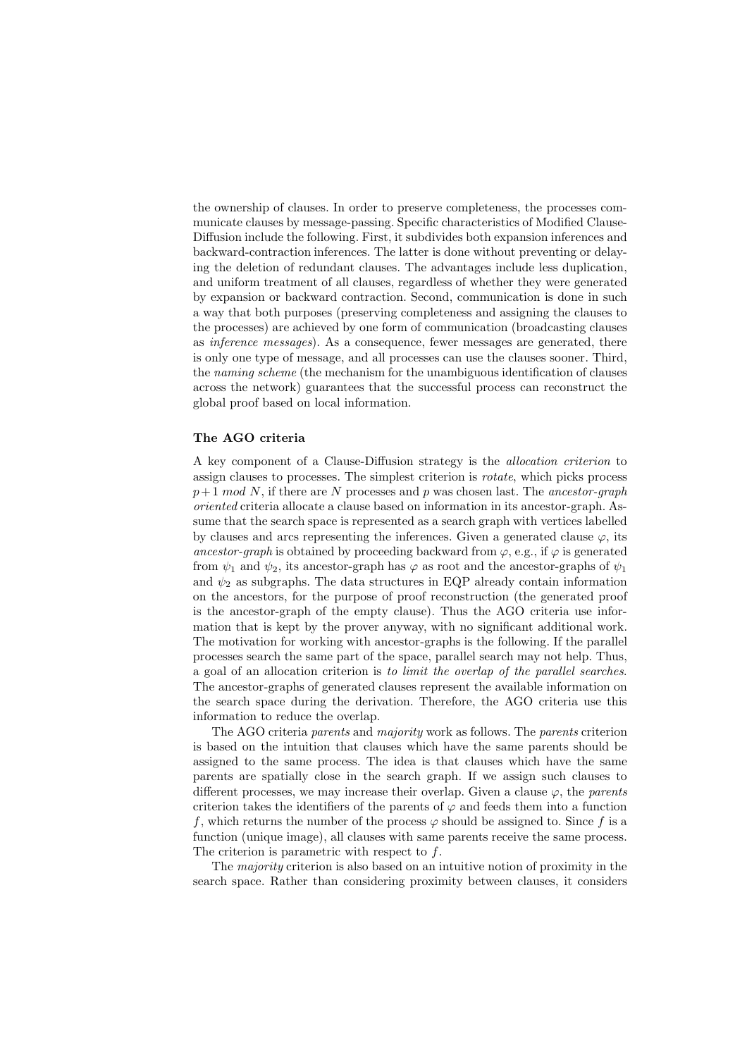the ownership of clauses. In order to preserve completeness, the processes communicate clauses by message-passing. Specific characteristics of Modified Clause-Diffusion include the following. First, it subdivides both expansion inferences and backward-contraction inferences. The latter is done without preventing or delaying the deletion of redundant clauses. The advantages include less duplication, and uniform treatment of all clauses, regardless of whether they were generated by expansion or backward contraction. Second, communication is done in such a way that both purposes (preserving completeness and assigning the clauses to the processes) are achieved by one form of communication (broadcasting clauses as *inference messages*). As a consequence, fewer messages are generated, there is only one type of message, and all processes can use the clauses sooner. Third, the *naming scheme* (the mechanism for the unambiguous identification of clauses across the network) guarantees that the successful process can reconstruct the global proof based on local information.

### The AGO criteria

A key component of a Clause-Diffusion strategy is the *allocation criterion* to assign clauses to processes. The simplest criterion is *rotate*, which picks process $p+1 \ mod \ N$, if there are $N$ processes and $p$ was chosen last. The *ancestor-graph oriented* criteria allocate a clause based on information in its ancestor-graph. Assume that the search space is represented as a search graph with vertices labelled by clauses and arcs representing the inferences. Given a generated clause $\varphi$, its *ancestor-graph* is obtained by proceeding backward from $\varphi$, e.g., if $\varphi$ is generated from $\psi_1$ and $\psi_2$, its ancestor-graph has $\varphi$ as root and the ancestor-graphs of $\psi_1$ and $\psi_2$ as subgraphs. The data structures in EQP already contain information on the ancestors, for the purpose of proof reconstruction (the generated proof is the ancestor-graph of the empty clause). Thus the AGO criteria use information that is kept by the prover anyway, with no significant additional work. The motivation for working with ancestor-graphs is the following. If the parallel processes search the same part of the space, parallel search may not help. Thus, a goal of an allocation criterion is *to limit the overlap of the parallel searches*. The ancestor-graphs of generated clauses represent the available information on the search space during the derivation. Therefore, the AGO criteria use this information to reduce the overlap.

The AGO criteria *parents* and *majority* work as follows. The *parents* criterion is based on the intuition that clauses which have the same parents should be assigned to the same process. The idea is that clauses which have the same parents are spatially close in the search graph. If we assign such clauses to different processes, we may increase their overlap. Given a clause $\varphi$, the *parents* criterion takes the identifiers of the parents of $\varphi$ and feeds them into a function $f$, which returns the number of the process $\varphi$ should be assigned to. Since $f$ is a function (unique image), all clauses with same parents receive the same process. The criterion is parametric with respect to $f$.

The *majority* criterion is also based on an intuitive notion of proximity in the search space. Rather than considering proximity between clauses, it considers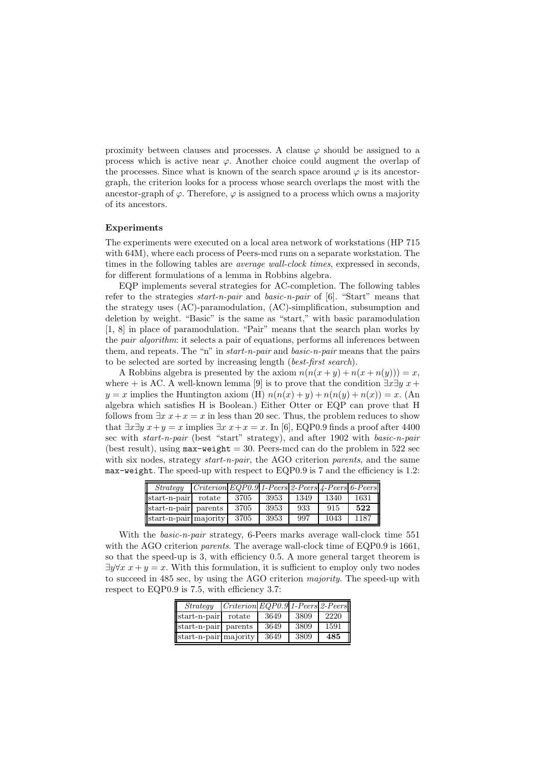proximity between clauses and processes. A clause $\varphi$ should be assigned to a process which is active near $\varphi$. Another choice could augment the overlap of the processes. Since what is known of the search space around $\varphi$ is its ancestor-graph, the criterion looks for a process whose search overlaps the most with the ancestor-graph of $\varphi$. Therefore, $\varphi$ is assigned to a process which owns a majority of its ancestors.

**Experiments**

The experiments were executed on a local area network of workstations (HP 715 with 64M), where each process of Peers-mcd runs on a separate workstation. The times in the following tables are *average wall-clock times*, expressed in seconds, for different formulations of a lemma in Robbins algebra.

EQP implements several strategies for AC-completion. The following tables refer to the strategies *start-n-pair* and *basic-n-pair* of [6]. "Start" means that the strategy uses (AC)-paramodulation, (AC)-simplification, subsumption and deletion by weight. "Basic" is the same as "start," with basic paramodulation [1, 8] in place of paramodulation. "Pair" means that the search plan works by the *pair algorithm*: it selects a pair of equations, performs all inferences between them, and repeats. The "n" in *start-n-pair* and *basic-n-pair* means that the pairs to be selected are sorted by increasing length (*best-first search*).

A Robbins algebra is presented by the axiom $n(n(x + y) + n(x + n(y))) = x$, where $+$ is AC. A well-known lemma [9] is to prove that the condition $\exists x \exists y\ x + y = x$ implies the Huntington axiom (H) $n(n(x) + y) + n(n(y) + n(x)) = x$. (An algebra which satisfies H is Boolean.) Either Otter or EQP can prove that H follows from $\exists x\ x + x = x$ in less than 20 sec. Thus, the problem reduces to show that $\exists x \exists y\ x + y = x$ implies $\exists x\ x + x = x$. In [6], EQP0.9 finds a proof after 4400 sec with *start-n-pair* (best "start" strategy), and after 1902 with *basic-n-pair* (best result), using `max-weight` = 30. Peers-mcd can do the problem in 522 sec with six nodes, strategy *start-n-pair*, the AGO criterion *parents*, and the same `max-weight`. The speed-up with respect to EQP0.9 is 7 and the efficiency is 1.2:

| *Strategy* | *Criterion* | *EQP0.9* | *1-Peers* | *2-Peers* | *4-Peers* | *6-Peers* |
|---|---|---|---|---|---|---|
| start-n-pair | rotate | 3705 | 3953 | 1349 | 1340 | 1631 |
| start-n-pair | parents | 3705 | 3953 | 933 | 915 | **522** |
| start-n-pair | majority | 3705 | 3953 | 997 | 1043 | 1187 |

With the *basic-n-pair* strategy, 6-Peers marks average wall-clock time 551 with the AGO criterion *parents*. The average wall-clock time of EQP0.9 is 1661, so that the speed-up is 3, with efficiency 0.5. A more general target theorem is $\exists y \forall x\ x + y = x$. With this formulation, it is sufficient to employ only two nodes to succeed in 485 sec, by using the AGO criterion *majority*. The speed-up with respect to EQP0.9 is 7.5, with efficiency 3.7:

| *Strategy* | *Criterion* | *EQP0.9* | *1-Peers* | *2-Peers* |
|---|---|---|---|---|
| start-n-pair | rotate | 3649 | 3809 | 2220 |
| start-n-pair | parents | 3649 | 3809 | 1591 |
| start-n-pair | majority | 3649 | 3809 | **485** |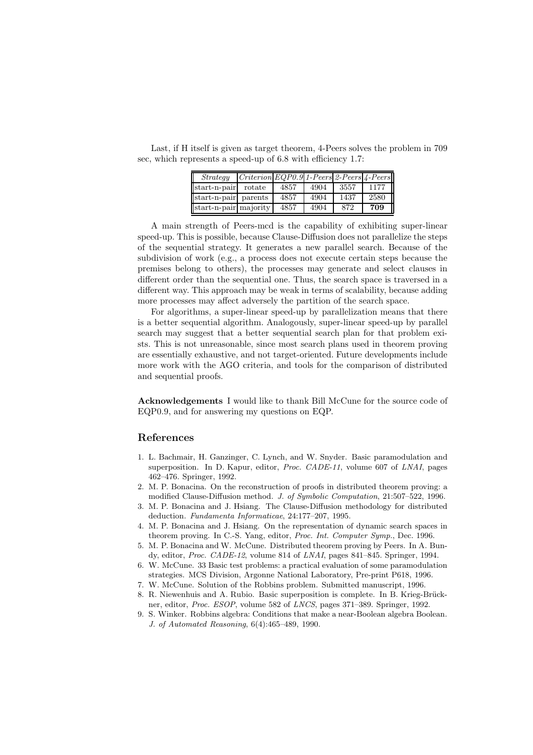Last, if H itself is given as target theorem, 4-Peers solves the problem in 709 sec, which represents a speed-up of 6.8 with efficiency 1.7:

| *Strategy* | *Criterion* | *EQP0.9* | *1-Peers* | *2-Peers* | *4-Peers* |
|---|---|---|---|---|---|
| start-n-pair | rotate | 4857 | 4904 | 3557 | 1177 |
| start-n-pair | parents | 4857 | 4904 | 1437 | 2580 |
| start-n-pair | majority | 4857 | 4904 | 872 | **709** |

A main strength of Peers-mcd is the capability of exhibiting super-linear speed-up. This is possible, because Clause-Diffusion does not parallelize the steps of the sequential strategy. It generates a new parallel search. Because of the subdivision of work (e.g., a process does not execute certain steps because the premises belong to others), the processes may generate and select clauses in different order than the sequential one. Thus, the search space is traversed in a different way. This approach may be weak in terms of scalability, because adding more processes may affect adversely the partition of the search space.

For algorithms, a super-linear speed-up by parallelization means that there is a better sequential algorithm. Analogously, super-linear speed-up by parallel search may suggest that a better sequential search plan for that problem exists. This is not unreasonable, since most search plans used in theorem proving are essentially exhaustive, and not target-oriented. Future developments include more work with the AGO criteria, and tools for the comparison of distributed and sequential proofs.

**Acknowledgements** I would like to thank Bill McCune for the source code of EQP0.9, and for answering my questions on EQP.

## References

1. L. Bachmair, H. Ganzinger, C. Lynch, and W. Snyder. Basic paramodulation and superposition. In D. Kapur, editor, *Proc. CADE-11*, volume 607 of *LNAI*, pages 462–476. Springer, 1992.
2. M. P. Bonacina. On the reconstruction of proofs in distributed theorem proving: a modified Clause-Diffusion method. *J. of Symbolic Computation*, 21:507–522, 1996.
3. M. P. Bonacina and J. Hsiang. The Clause-Diffusion methodology for distributed deduction. *Fundamenta Informaticae*, 24:177–207, 1995.
4. M. P. Bonacina and J. Hsiang. On the representation of dynamic search spaces in theorem proving. In C.-S. Yang, editor, *Proc. Int. Computer Symp.*, Dec. 1996.
5. M. P. Bonacina and W. McCune. Distributed theorem proving by Peers. In A. Bundy, editor, *Proc. CADE-12*, volume 814 of *LNAI*, pages 841–845. Springer, 1994.
6. W. McCune. 33 Basic test problems: a practical evaluation of some paramodulation strategies. MCS Division, Argonne National Laboratory, Pre-print P618, 1996.
7. W. McCune. Solution of the Robbins problem. Submitted manuscript, 1996.
8. R. Niewenhuis and A. Rubio. Basic superposition is complete. In B. Krieg-Brückner, editor, *Proc. ESOP*, volume 582 of *LNCS*, pages 371–389. Springer, 1992.
9. S. Winker. Robbins algebra: Conditions that make a near-Boolean algebra Boolean. *J. of Automated Reasoning*, 6(4):465–489, 1990.